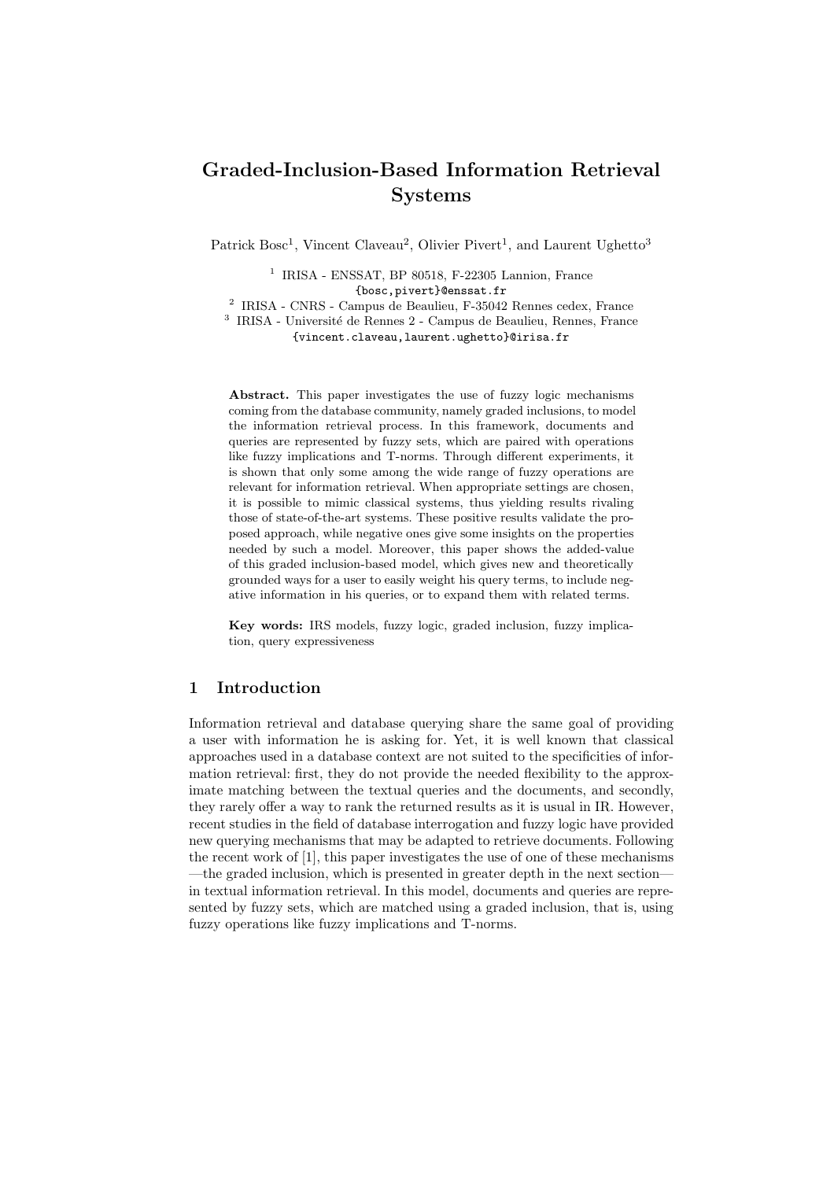# Graded-Inclusion-Based Information Retrieval Systems

Patrick Bosc[1], Vincent Claveau[2], Olivier Pivert[1], and Laurent Ughetto[3]

[1] IRISA - ENSSAT, BP 80518, F-22305 Lannion, France
{bosc,pivert}@enssat.fr

[2] IRISA - CNRS - Campus de Beaulieu, F-35042 Rennes cedex, France

[3] IRISA - Université de Rennes 2 - Campus de Beaulieu, Rennes, France
{vincent.claveau,laurent.ughetto}@irisa.fr

**Abstract.** This paper investigates the use of fuzzy logic mechanisms coming from the database community, namely graded inclusions, to model the information retrieval process. In this framework, documents and queries are represented by fuzzy sets, which are paired with operations like fuzzy implications and T-norms. Through different experiments, it is shown that only some among the wide range of fuzzy operations are relevant for information retrieval. When appropriate settings are chosen, it is possible to mimic classical systems, thus yielding results rivaling those of state-of-the-art systems. These positive results validate the proposed approach, while negative ones give some insights on the properties needed by such a model. Moreover, this paper shows the added-value of this graded inclusion-based model, which gives new and theoretically grounded ways for a user to easily weight his query terms, to include negative information in his queries, or to expand them with related terms.

**Key words:** IRS models, fuzzy logic, graded inclusion, fuzzy implication, query expressiveness

## 1 Introduction

Information retrieval and database querying share the same goal of providing a user with information he is asking for. Yet, it is well known that classical approaches used in a database context are not suited to the specificities of information retrieval: first, they do not provide the needed flexibility to the approximate matching between the textual queries and the documents, and secondly, they rarely offer a way to rank the returned results as it is usual in IR. However, recent studies in the field of database interrogation and fuzzy logic have provided new querying mechanisms that may be adapted to retrieve documents. Following the recent work of [1], this paper investigates the use of one of these mechanisms —the graded inclusion, which is presented in greater depth in the next section— in textual information retrieval. In this model, documents and queries are represented by fuzzy sets, which are matched using a graded inclusion, that is, using fuzzy operations like fuzzy implications and T-norms.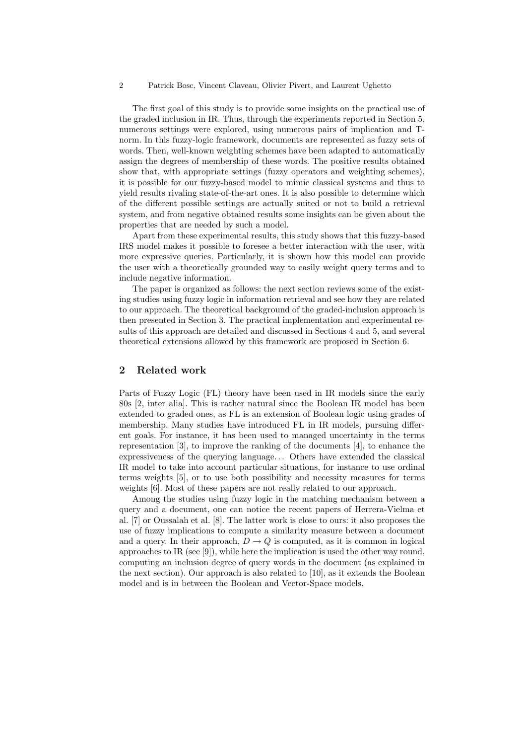The first goal of this study is to provide some insights on the practical use of the graded inclusion in IR. Thus, through the experiments reported in Section 5, numerous settings were explored, using numerous pairs of implication and T-norm. In this fuzzy-logic framework, documents are represented as fuzzy sets of words. Then, well-known weighting schemes have been adapted to automatically assign the degrees of membership of these words. The positive results obtained show that, with appropriate settings (fuzzy operators and weighting schemes), it is possible for our fuzzy-based model to mimic classical systems and thus to yield results rivaling state-of-the-art ones. It is also possible to determine which of the different possible settings are actually suited or not to build a retrieval system, and from negative obtained results some insights can be given about the properties that are needed by such a model.

Apart from these experimental results, this study shows that this fuzzy-based IRS model makes it possible to foresee a better interaction with the user, with more expressive queries. Particularly, it is shown how this model can provide the user with a theoretically grounded way to easily weight query terms and to include negative information.

The paper is organized as follows: the next section reviews some of the existing studies using fuzzy logic in information retrieval and see how they are related to our approach. The theoretical background of the graded-inclusion approach is then presented in Section 3. The practical implementation and experimental results of this approach are detailed and discussed in Sections 4 and 5, and several theoretical extensions allowed by this framework are proposed in Section 6.

## 2 Related work

Parts of Fuzzy Logic (FL) theory have been used in IR models since the early 80s [2, inter alia]. This is rather natural since the Boolean IR model has been extended to graded ones, as FL is an extension of Boolean logic using grades of membership. Many studies have introduced FL in IR models, pursuing different goals. For instance, it has been used to managed uncertainty in the terms representation [3], to improve the ranking of the documents [4], to enhance the expressiveness of the querying language... Others have extended the classical IR model to take into account particular situations, for instance to use ordinal terms weights [5], or to use both possibility and necessity measures for terms weights [6]. Most of these papers are not really related to our approach.

Among the studies using fuzzy logic in the matching mechanism between a query and a document, one can notice the recent papers of Herrera-Vielma et al. [7] or Oussalah et al. [8]. The latter work is close to ours: it also proposes the use of fuzzy implications to compute a similarity measure between a document and a query. In their approach, $D \rightarrow Q$ is computed, as it is common in logical approaches to IR (see [9]), while here the implication is used the other way round, computing an inclusion degree of query words in the document (as explained in the next section). Our approach is also related to [10], as it extends the Boolean model and is in between the Boolean and Vector-Space models.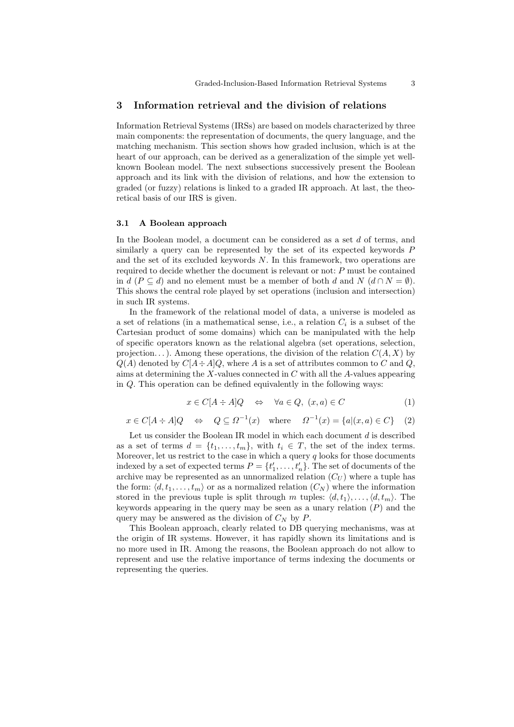## 3 Information retrieval and the division of relations

Information Retrieval Systems (IRSs) are based on models characterized by three main components: the representation of documents, the query language, and the matching mechanism. This section shows how graded inclusion, which is at the heart of our approach, can be derived as a generalization of the simple yet well-known Boolean model. The next subsections successively present the Boolean approach and its link with the division of relations, and how the extension to graded (or fuzzy) relations is linked to a graded IR approach. At last, the theoretical basis of our IRS is given.

### 3.1 A Boolean approach

In the Boolean model, a document can be considered as a set $d$ of terms, and similarly a query can be represented by the set of its expected keywords $P$ and the set of its excluded keywords $N$. In this framework, two operations are required to decide whether the document is relevant or not: $P$ must be contained in $d$ ($P \subseteq d$) and no element must be a member of both $d$ and $N$ ($d \cap N = \emptyset$). This shows the central role played by set operations (inclusion and intersection) in such IR systems.

In the framework of the relational model of data, a universe is modeled as a set of relations (in a mathematical sense, i.e., a relation $C_i$ is a subset of the Cartesian product of some domains) which can be manipulated with the help of specific operators known as the relational algebra (set operations, selection, projection…). Among these operations, the division of the relation $C(A, X)$ by $Q(A)$ denoted by $C[A \div A]Q$, where $A$ is a set of attributes common to $C$ and $Q$, aims at determining the $X$-values connected in $C$ with all the $A$-values appearing in $Q$. This operation can be defined equivalently in the following ways:

$$x \in C[A \div A]Q \quad \Leftrightarrow \quad \forall a \in Q,\ (x, a) \in C \tag{1}$$

$$x \in C[A \div A]Q \quad \Leftrightarrow \quad Q \subseteq \Omega^{-1}(x) \quad \text{where} \quad \Omega^{-1}(x) = \{a | (x, a) \in C\} \tag{2}$$

Let us consider the Boolean IR model in which each document $d$ is described as a set of terms $d = \{t_1, \ldots, t_m\}$, with $t_i \in T$, the set of the index terms. Moreover, let us restrict to the case in which a query $q$ looks for those documents indexed by a set of expected terms $P = \{t'_1, \ldots, t'_n\}$. The set of documents of the archive may be represented as an unnormalized relation ($C_U$) where a tuple has the form: $\langle d, t_1, \ldots, t_m \rangle$ or as a normalized relation ($C_N$) where the information stored in the previous tuple is split through $m$ tuples: $\langle d, t_1 \rangle, \ldots, \langle d, t_m \rangle$. The keywords appearing in the query may be seen as a unary relation ($P$) and the query may be answered as the division of $C_N$ by $P$.

This Boolean approach, clearly related to DB querying mechanisms, was at the origin of IR systems. However, it has rapidly shown its limitations and is no more used in IR. Among the reasons, the Boolean approach do not allow to represent and use the relative importance of terms indexing the documents or representing the queries.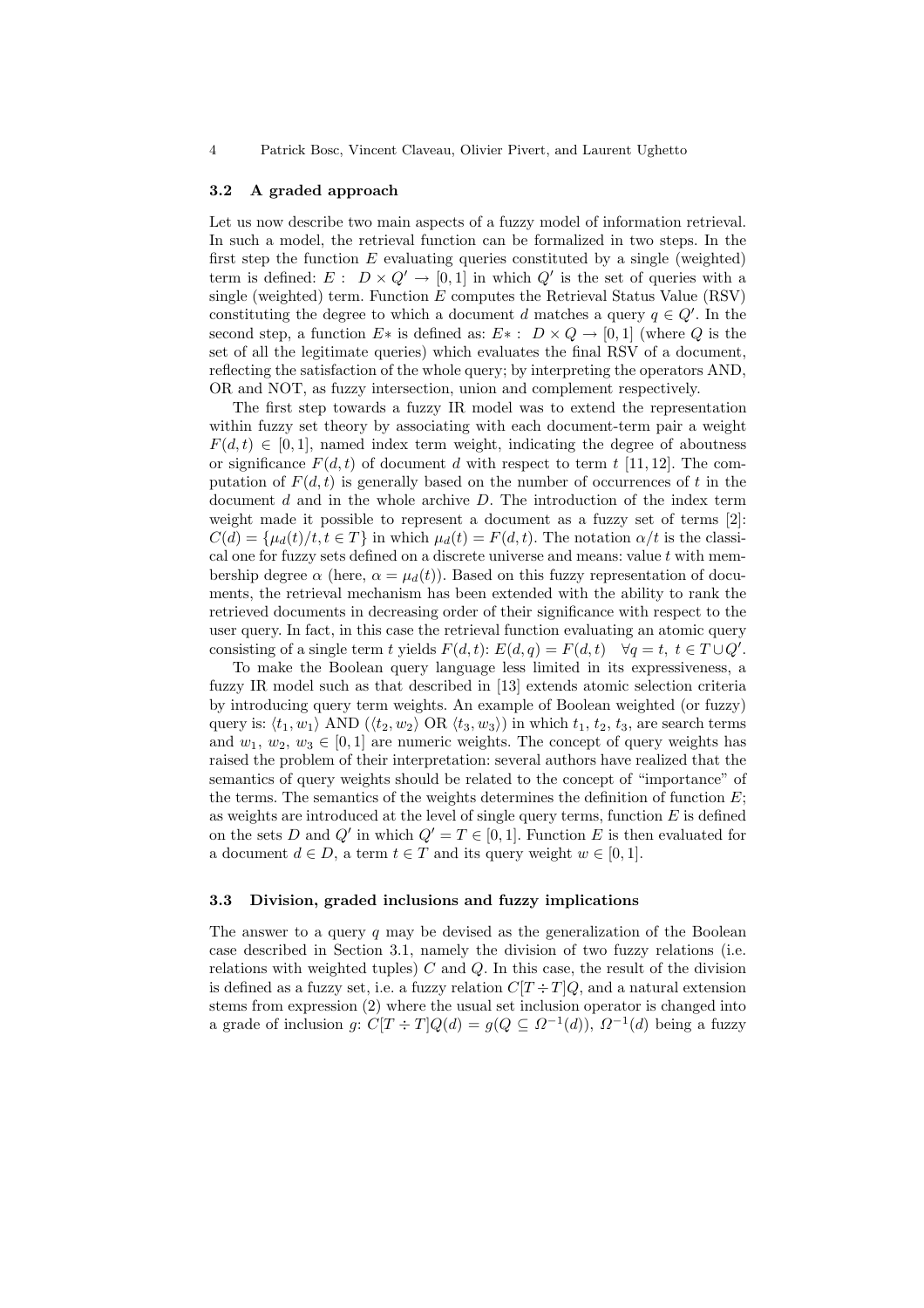### 3.2 A graded approach

Let us now describe two main aspects of a fuzzy model of information retrieval. In such a model, the retrieval function can be formalized in two steps. In the first step the function $E$ evaluating queries constituted by a single (weighted) term is defined: $E: \; D \times Q' \rightarrow [0,1]$ in which $Q'$ is the set of queries with a single (weighted) term. Function $E$ computes the Retrieval Status Value (RSV) constituting the degree to which a document $d$ matches a query $q \in Q'$. In the second step, a function $E*$ is defined as: $E*: \; D \times Q \rightarrow [0,1]$ (where $Q$ is the set of all the legitimate queries) which evaluates the final RSV of a document, reflecting the satisfaction of the whole query; by interpreting the operators AND, OR and NOT, as fuzzy intersection, union and complement respectively.

The first step towards a fuzzy IR model was to extend the representation within fuzzy set theory by associating with each document-term pair a weight $F(d,t) \in [0,1]$, named index term weight, indicating the degree of aboutness or significance $F(d,t)$ of document $d$ with respect to term $t$ [11, 12]. The computation of $F(d,t)$ is generally based on the number of occurrences of $t$ in the document $d$ and in the whole archive $D$. The introduction of the index term weight made it possible to represent a document as a fuzzy set of terms [2]: $C(d) = \{\mu_d(t)/t, t \in T\}$ in which $\mu_d(t) = F(d,t)$. The notation $\alpha/t$ is the classical one for fuzzy sets defined on a discrete universe and means: value $t$ with membership degree $\alpha$ (here, $\alpha = \mu_d(t)$). Based on this fuzzy representation of documents, the retrieval mechanism has been extended with the ability to rank the retrieved documents in decreasing order of their significance with respect to the user query. In fact, in this case the retrieval function evaluating an atomic query consisting of a single term $t$ yields $F(d,t)$: $E(d,q) = F(d,t) \quad \forall q = t, \; t \in T \cup Q'$.

To make the Boolean query language less limited in its expressiveness, a fuzzy IR model such as that described in [13] extends atomic selection criteria by introducing query term weights. An example of Boolean weighted (or fuzzy) query is: $\langle t_1, w_1 \rangle$ AND ($\langle t_2, w_2 \rangle$ OR $\langle t_3, w_3 \rangle$) in which $t_1$, $t_2$, $t_3$, are search terms and $w_1$, $w_2$, $w_3 \in [0,1]$ are numeric weights. The concept of query weights has raised the problem of their interpretation: several authors have realized that the semantics of query weights should be related to the concept of "importance" of the terms. The semantics of the weights determines the definition of function $E$; as weights are introduced at the level of single query terms, function $E$ is defined on the sets $D$ and $Q'$ in which $Q' = T \in [0,1]$. Function $E$ is then evaluated for a document $d \in D$, a term $t \in T$ and its query weight $w \in [0,1]$.

### 3.3 Division, graded inclusions and fuzzy implications

The answer to a query $q$ may be devised as the generalization of the Boolean case described in Section 3.1, namely the division of two fuzzy relations (i.e. relations with weighted tuples) $C$ and $Q$. In this case, the result of the division is defined as a fuzzy set, i.e. a fuzzy relation $C[T \div T]Q$, and a natural extension stems from expression (2) where the usual set inclusion operator is changed into a grade of inclusion $g$: $C[T \div T]Q(d) = g(Q \subseteq \Omega^{-1}(d))$, $\Omega^{-1}(d)$ being a fuzzy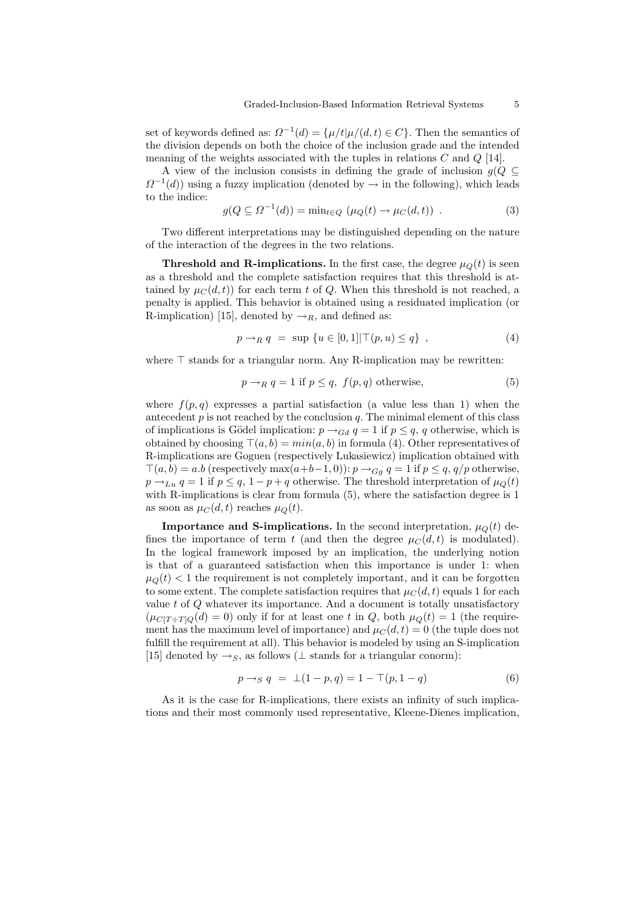set of keywords defined as: $\Omega^{-1}(d) = \{\mu/t|\mu/(d,t) \in C\}$. Then the semantics of the division depends on both the choice of the inclusion grade and the intended meaning of the weights associated with the tuples in relations $C$ and $Q$ [14].

A view of the inclusion consists in defining the grade of inclusion $g(Q \subseteq \Omega^{-1}(d))$ using a fuzzy implication (denoted by $\rightarrow$ in the following), which leads to the indice:

$$g(Q \subseteq \Omega^{-1}(d)) = \min_{t \in Q} \ (\mu_Q(t) \rightarrow \mu_C(d,t)) \ . \qquad (3)$$

Two different interpretations may be distinguished depending on the nature of the interaction of the degrees in the two relations.

**Threshold and R-implications.** In the first case, the degree $\mu_Q(t)$ is seen as a threshold and the complete satisfaction requires that this threshold is attained by $\mu_C(d,t)$) for each term $t$ of $Q$. When this threshold is not reached, a penalty is applied. This behavior is obtained using a residuated implication (or R-implication) [15], denoted by $\rightarrow_R$, and defined as:

$$p \rightarrow_R q \ = \ \sup \ \{u \in [0,1] | \top(p,u) \leq q\} \ , \qquad (4)$$

where $\top$ stands for a triangular norm. Any R-implication may be rewritten:

$$p \rightarrow_R q = 1 \text{ if } p \leq q, \ f(p,q) \text{ otherwise}, \qquad (5)$$

where $f(p,q)$ expresses a partial satisfaction (a value less than 1) when the antecedent $p$ is not reached by the conclusion $q$. The minimal element of this class of implications is Gödel implication: $p \rightarrow_{Gd} q = 1$ if $p \leq q$, $q$ otherwise, which is obtained by choosing $\top(a,b) = min(a,b)$ in formula (4). Other representatives of R-implications are Goguen (respectively Lukasiewicz) implication obtained with $\top(a,b) = a.b$ (respectively $\max(a+b-1,0)$): $p \rightarrow_{Gg} q = 1$ if $p \leq q$, $q/p$ otherwise, $p \rightarrow_{Lu} q = 1$ if $p \leq q$, $1-p+q$ otherwise. The threshold interpretation of $\mu_Q(t)$ with R-implications is clear from formula (5), where the satisfaction degree is 1 as soon as $\mu_C(d,t)$ reaches $\mu_Q(t)$.

**Importance and S-implications.** In the second interpretation, $\mu_Q(t)$ defines the importance of term $t$ (and then the degree $\mu_C(d,t)$ is modulated). In the logical framework imposed by an implication, the underlying notion is that of a guaranteed satisfaction when this importance is under 1: when $\mu_Q(t) < 1$ the requirement is not completely important, and it can be forgotten to some extent. The complete satisfaction requires that $\mu_C(d,t)$ equals 1 for each value $t$ of $Q$ whatever its importance. And a document is totally unsatisfactory ($\mu_{C[T \div T]Q}(d) = 0$) only if for at least one $t$ in $Q$, both $\mu_Q(t) = 1$ (the requirement has the maximum level of importance) and $\mu_C(d,t) = 0$ (the tuple does not fulfill the requirement at all). This behavior is modeled by using an S-implication [15] denoted by $\rightarrow_S$, as follows ($\perp$ stands for a triangular conorm):

$$p \rightarrow_S q \ = \ \perp(1-p, q) = 1 - \top(p, 1-q) \qquad (6)$$

As it is the case for R-implications, there exists an infinity of such implications and their most commonly used representative, Kleene-Dienes implication,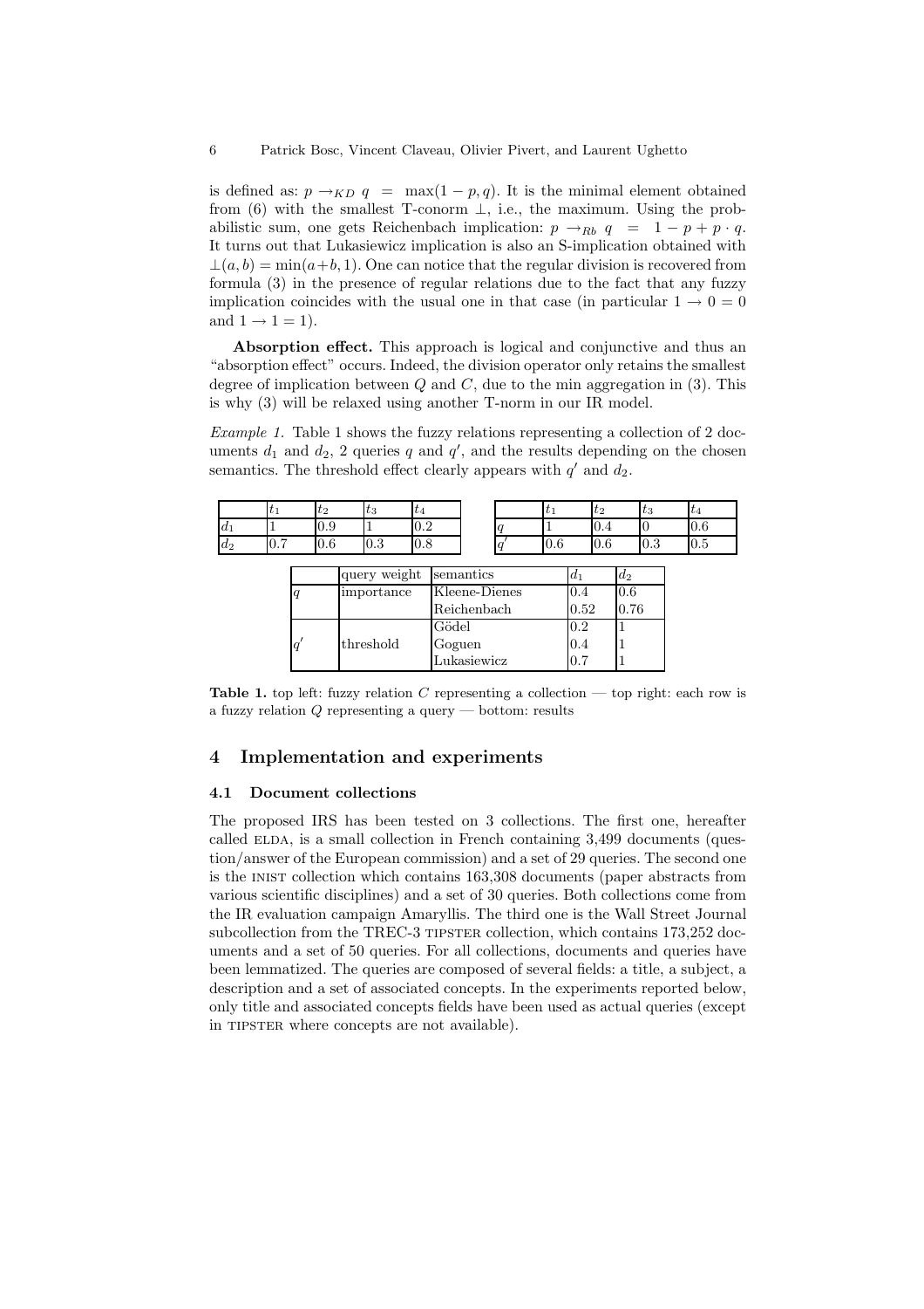is defined as: $p \rightarrow_{KD} q = \max(1-p, q)$. It is the minimal element obtained from (6) with the smallest T-conorm $\perp$, i.e., the maximum. Using the probabilistic sum, one gets Reichenbach implication: $p \rightarrow_{Rb} q = 1 - p + p \cdot q$. It turns out that Lukasiewicz implication is also an S-implication obtained with $\perp(a, b) = \min(a+b, 1)$. One can notice that the regular division is recovered from formula (3) in the presence of regular relations due to the fact that any fuzzy implication coincides with the usual one in that case (in particular $1 \rightarrow 0 = 0$ and $1 \rightarrow 1 = 1$).

**Absorption effect.** This approach is logical and conjunctive and thus an "absorption effect" occurs. Indeed, the division operator only retains the smallest degree of implication between $Q$ and $C$, due to the min aggregation in (3). This is why (3) will be relaxed using another T-norm in our IR model.

*Example 1.* Table 1 shows the fuzzy relations representing a collection of 2 documents $d_1$ and $d_2$, 2 queries $q$ and $q'$, and the results depending on the chosen semantics. The threshold effect clearly appears with $q'$ and $d_2$.

| | $t_1$ | $t_2$ | $t_3$ | $t_4$ |
|---|---|---|---|---|
| $d_1$ | 1 | 0.9 | 1 | 0.2 |
| $d_2$ | 0.7 | 0.6 | 0.3 | 0.8 |

| | $t_1$ | $t_2$ | $t_3$ | $t_4$ |
|---|---|---|---|---|
| $q$ | 1 | 0.4 | 0 | 0.6 |
| $q'$ | 0.6 | 0.6 | 0.3 | 0.5 |

| | query weight | semantics | $d_1$ | $d_2$ |
|---|---|---|---|---|
| $q$ | importance | Kleene-Dienes | 0.4 | 0.6 |
| | | Reichenbach | 0.52 | 0.76 |
| $q'$ | threshold | Gödel | 0.2 | 1 |
| | | Goguen | 0.4 | 1 |
| | | Lukasiewicz | 0.7 | 1 |

**Table 1.** top left: fuzzy relation $C$ representing a collection — top right: each row is a fuzzy relation $Q$ representing a query — bottom: results

# 4 Implementation and experiments

## 4.1 Document collections

The proposed IRS has been tested on 3 collections. The first one, hereafter called ELDA, is a small collection in French containing 3,499 documents (question/answer of the European commission) and a set of 29 queries. The second one is the INIST collection which contains 163,308 documents (paper abstracts from various scientific disciplines) and a set of 30 queries. Both collections come from the IR evaluation campaign Amaryllis. The third one is the Wall Street Journal subcollection from the TREC-3 TIPSTER collection, which contains 173,252 documents and a set of 50 queries. For all collections, documents and queries have been lemmatized. The queries are composed of several fields: a title, a subject, a description and a set of associated concepts. In the experiments reported below, only title and associated concepts fields have been used as actual queries (except in TIPSTER where concepts are not available).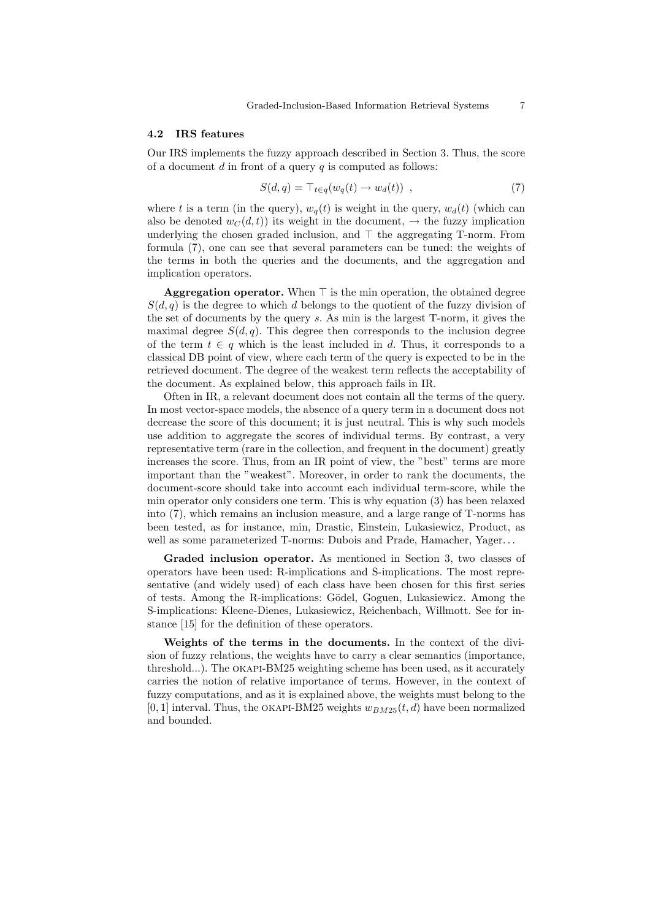### 4.2 IRS features

Our IRS implements the fuzzy approach described in Section 3. Thus, the score of a document $d$ in front of a query $q$ is computed as follows:

$$S(d,q) = \top_{t \in q}(w_q(t) \rightarrow w_d(t)) \ , \tag{7}$$

where $t$ is a term (in the query), $w_q(t)$ is weight in the query, $w_d(t)$ (which can also be denoted $w_C(d,t)$) its weight in the document, $\rightarrow$ the fuzzy implication underlying the chosen graded inclusion, and $\top$ the aggregating T-norm. From formula (7), one can see that several parameters can be tuned: the weights of the terms in both the queries and the documents, and the aggregation and implication operators.

**Aggregation operator.** When $\top$ is the min operation, the obtained degree $S(d,q)$ is the degree to which $d$ belongs to the quotient of the fuzzy division of the set of documents by the query $s$. As min is the largest T-norm, it gives the maximal degree $S(d,q)$. This degree then corresponds to the inclusion degree of the term $t \in q$ which is the least included in $d$. Thus, it corresponds to a classical DB point of view, where each term of the query is expected to be in the retrieved document. The degree of the weakest term reflects the acceptability of the document. As explained below, this approach fails in IR.

Often in IR, a relevant document does not contain all the terms of the query. In most vector-space models, the absence of a query term in a document does not decrease the score of this document; it is just neutral. This is why such models use addition to aggregate the scores of individual terms. By contrast, a very representative term (rare in the collection, and frequent in the document) greatly increases the score. Thus, from an IR point of view, the "best" terms are more important than the "weakest". Moreover, in order to rank the documents, the document-score should take into account each individual term-score, while the min operator only considers one term. This is why equation (3) has been relaxed into (7), which remains an inclusion measure, and a large range of T-norms has been tested, as for instance, min, Drastic, Einstein, Lukasiewicz, Product, as well as some parameterized T-norms: Dubois and Prade, Hamacher, Yager. . .

**Graded inclusion operator.** As mentioned in Section 3, two classes of operators have been used: R-implications and S-implications. The most representative (and widely used) of each class have been chosen for this first series of tests. Among the R-implications: Gödel, Goguen, Lukasiewicz. Among the S-implications: Kleene-Dienes, Lukasiewicz, Reichenbach, Willmott. See for instance [15] for the definition of these operators.

**Weights of the terms in the documents.** In the context of the division of fuzzy relations, the weights have to carry a clear semantics (importance, threshold...). The OKAPI-BM25 weighting scheme has been used, as it accurately carries the notion of relative importance of terms. However, in the context of fuzzy computations, and as it is explained above, the weights must belong to the $[0,1]$ interval. Thus, the OKAPI-BM25 weights $w_{BM25}(t,d)$ have been normalized and bounded.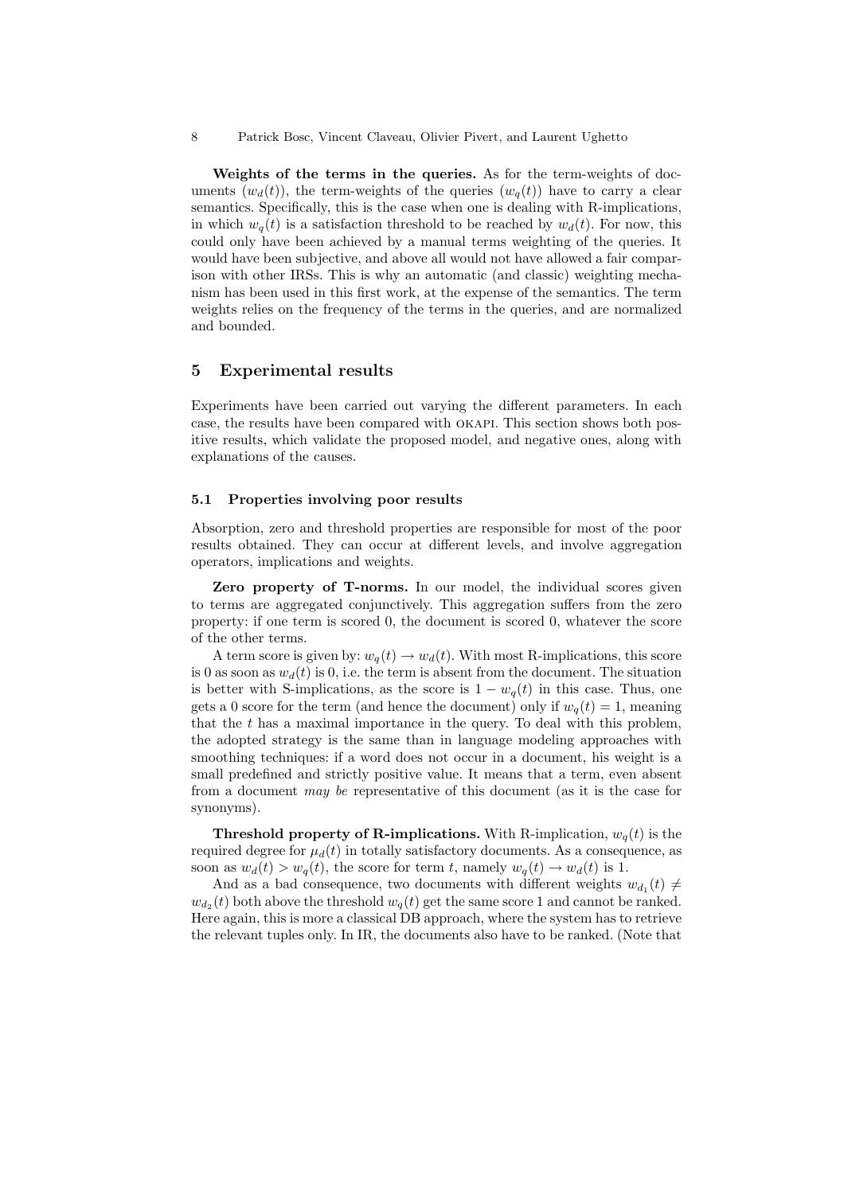**Weights of the terms in the queries.** As for the term-weights of documents ($w_d(t)$), the term-weights of the queries ($w_q(t)$) have to carry a clear semantics. Specifically, this is the case when one is dealing with R-implications, in which $w_q(t)$ is a satisfaction threshold to be reached by $w_d(t)$. For now, this could only have been achieved by a manual terms weighting of the queries. It would have been subjective, and above all would not have allowed a fair comparison with other IRSs. This is why an automatic (and classic) weighting mechanism has been used in this first work, at the expense of the semantics. The term weights relies on the frequency of the terms in the queries, and are normalized and bounded.

## 5 Experimental results

Experiments have been carried out varying the different parameters. In each case, the results have been compared with OKAPI. This section shows both positive results, which validate the proposed model, and negative ones, along with explanations of the causes.

### 5.1 Properties involving poor results

Absorption, zero and threshold properties are responsible for most of the poor results obtained. They can occur at different levels, and involve aggregation operators, implications and weights.

**Zero property of T-norms.** In our model, the individual scores given to terms are aggregated conjunctively. This aggregation suffers from the zero property: if one term is scored 0, the document is scored 0, whatever the score of the other terms.

A term score is given by: $w_q(t) \rightarrow w_d(t)$. With most R-implications, this score is 0 as soon as $w_d(t)$ is 0, i.e. the term is absent from the document. The situation is better with S-implications, as the score is $1 - w_q(t)$ in this case. Thus, one gets a 0 score for the term (and hence the document) only if $w_q(t) = 1$, meaning that the $t$ has a maximal importance in the query. To deal with this problem, the adopted strategy is the same than in language modeling approaches with smoothing techniques: if a word does not occur in a document, his weight is a small predefined and strictly positive value. It means that a term, even absent from a document *may be* representative of this document (as it is the case for synonyms).

**Threshold property of R-implications.** With R-implication, $w_q(t)$ is the required degree for $\mu_d(t)$ in totally satisfactory documents. As a consequence, as soon as $w_d(t) > w_q(t)$, the score for term $t$, namely $w_q(t) \rightarrow w_d(t)$ is 1.

And as a bad consequence, two documents with different weights $w_{d_1}(t) \neq w_{d_2}(t)$ both above the threshold $w_q(t)$ get the same score 1 and cannot be ranked. Here again, this is more a classical DB approach, where the system has to retrieve the relevant tuples only. In IR, the documents also have to be ranked. (Note that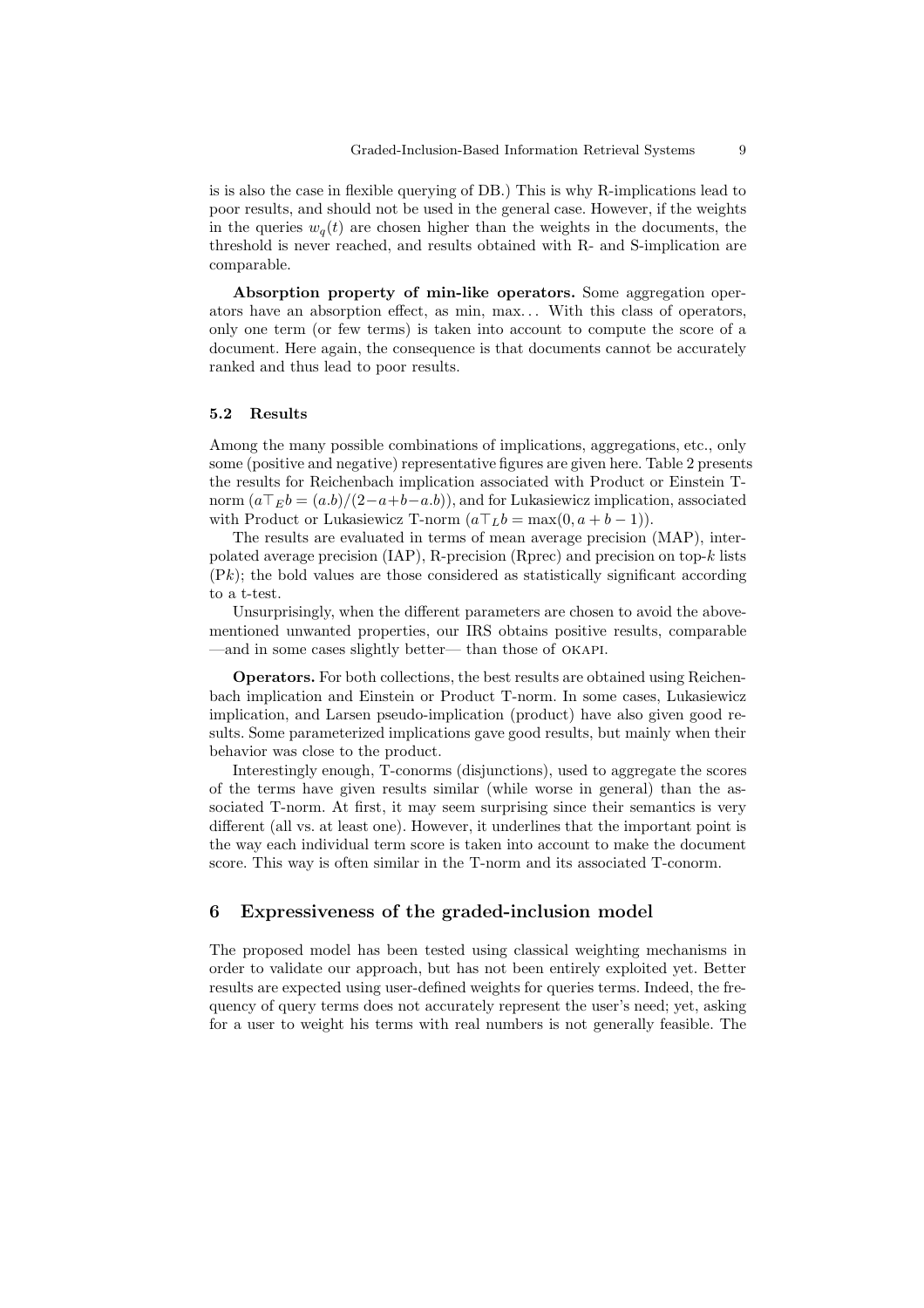is is also the case in flexible querying of DB.) This is why R-implications lead to poor results, and should not be used in the general case. However, if the weights in the queries $w_q(t)$ are chosen higher than the weights in the documents, the threshold is never reached, and results obtained with R- and S-implication are comparable.

**Absorption property of min-like operators.** Some aggregation operators have an absorption effect, as min, max... With this class of operators, only one term (or few terms) is taken into account to compute the score of a document. Here again, the consequence is that documents cannot be accurately ranked and thus lead to poor results.

### 5.2 Results

Among the many possible combinations of implications, aggregations, etc., only some (positive and negative) representative figures are given here. Table 2 presents the results for Reichenbach implication associated with Product or Einstein T-norm ($a \top_E b = (a.b)/(2-a+b-a.b)$), and for Lukasiewicz implication, associated with Product or Lukasiewicz T-norm ($a \top_L b = \max(0, a+b-1)$).

The results are evaluated in terms of mean average precision (MAP), interpolated average precision (IAP), R-precision (Rprec) and precision on top-$k$ lists (P$k$); the bold values are those considered as statistically significant according to a t-test.

Unsurprisingly, when the different parameters are chosen to avoid the abovementioned unwanted properties, our IRS obtains positive results, comparable —and in some cases slightly better— than those of OKAPI.

**Operators.** For both collections, the best results are obtained using Reichenbach implication and Einstein or Product T-norm. In some cases, Lukasiewicz implication, and Larsen pseudo-implication (product) have also given good results. Some parameterized implications gave good results, but mainly when their behavior was close to the product.

Interestingly enough, T-conorms (disjunctions), used to aggregate the scores of the terms have given results similar (while worse in general) than the associated T-norm. At first, it may seem surprising since their semantics is very different (all vs. at least one). However, it underlines that the important point is the way each individual term score is taken into account to make the document score. This way is often similar in the T-norm and its associated T-conorm.

## 6 Expressiveness of the graded-inclusion model

The proposed model has been tested using classical weighting mechanisms in order to validate our approach, but has not been entirely exploited yet. Better results are expected using user-defined weights for queries terms. Indeed, the frequency of query terms does not accurately represent the user's need; yet, asking for a user to weight his terms with real numbers is not generally feasible. The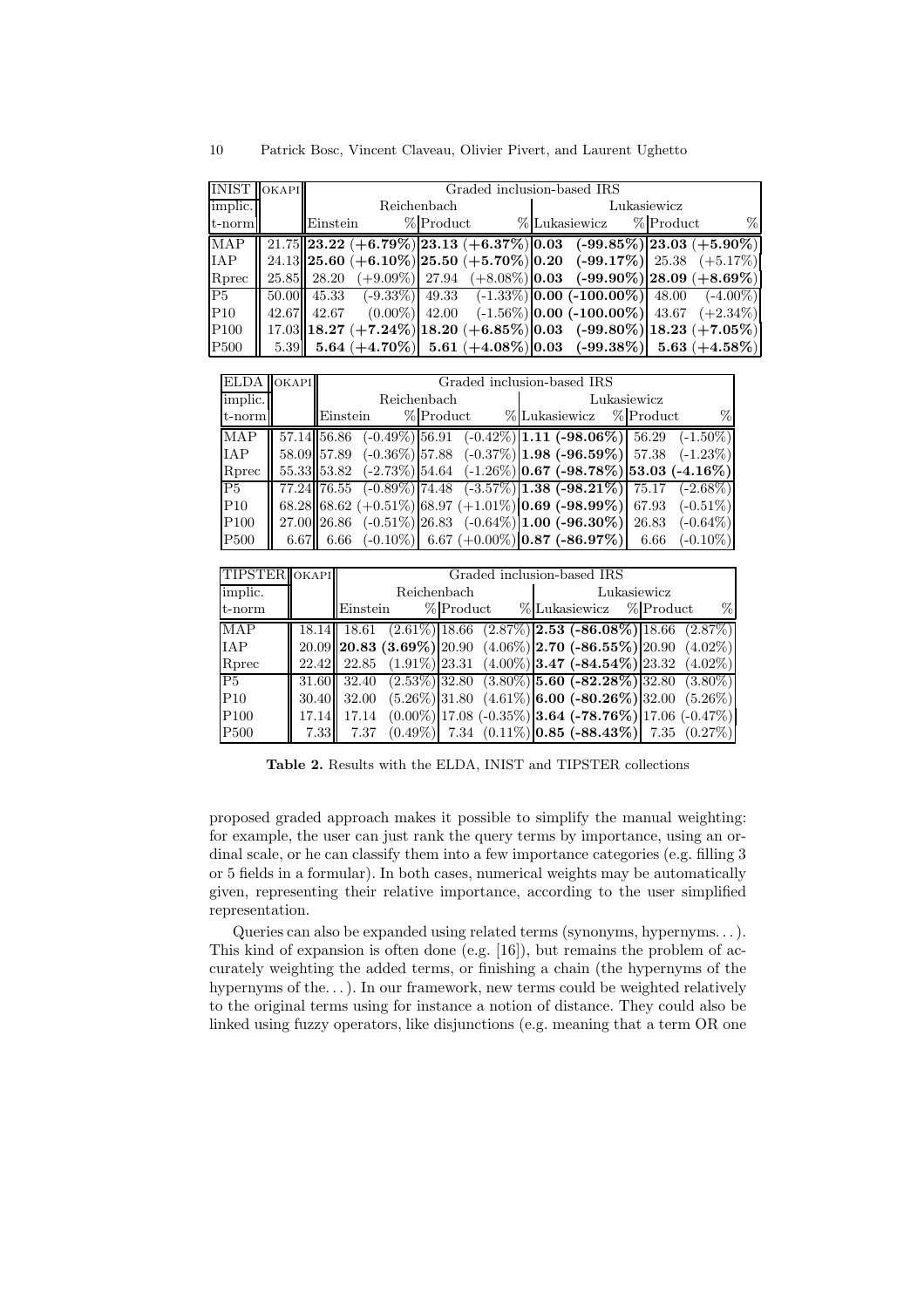| INIST | OKAPI | Graded inclusion-based IRS | | | | | | | |
|---|---|---|---|---|---|---|---|---|---|
| implic. | | Reichenbach | | | | Lukasiewicz | | | |
| t-norm | | Einstein | % | Product | % | Lukasiewicz | % | Product | % |
| MAP | 21.75 | **23.22** | **(+6.79%)** | **23.13** | **(+6.37%)** | **0.03** | **(-99.85%)** | **23.03** | **(+5.90%)** |
| IAP | 24.13 | **25.60** | **(+6.10%)** | **25.50** | **(+5.70%)** | **0.20** | **(-99.17%)** | 25.38 | (+5.17%) |
| Rprec | 25.85 | 28.20 | (+9.09%) | 27.94 | (+8.08%) | **0.03** | **(-99.90%)** | **28.09** | **(+8.69%)** |
| P5 | 50.00 | 45.33 | (-9.33%) | 49.33 | (-1.33%) | **0.00** | **(-100.00%)** | 48.00 | (-4.00%) |
| P10 | 42.67 | 42.67 | (0.00%) | 42.00 | (-1.56%) | **0.00** | **(-100.00%)** | 43.67 | (+2.34%) |
| P100 | 17.03 | **18.27** | **(+7.24%)** | **18.20** | **(+6.85%)** | **0.03** | **(-99.80%)** | **18.23** | **(+7.05%)** |
| P500 | 5.39 | **5.64** | **(+4.70%)** | **5.61** | **(+4.08%)** | **0.03** | **(-99.38%)** | **5.63** | **(+4.58%)** |

| ELDA | OKAPI | Graded inclusion-based IRS | | | | | | | |
|---|---|---|---|---|---|---|---|---|---|
| implic. | | Reichenbach | | | | Lukasiewicz | | | |
| t-norm | | Einstein | % | Product | % | Lukasiewicz | % | Product | % |
| MAP | 57.14 | 56.86 | (-0.49%) | 56.91 | (-0.42%) | **1.11** | **(-98.06%)** | 56.29 | (-1.50%) |
| IAP | 58.09 | 57.89 | (-0.36%) | 57.88 | (-0.37%) | **1.98** | **(-96.59%)** | 57.38 | (-1.23%) |
| Rprec | 55.33 | 53.82 | (-2.73%) | 54.64 | (-1.26%) | **0.67** | **(-98.78%)** | **53.03** | **(-4.16%)** |
| P5 | 77.24 | 76.55 | (-0.89%) | 74.48 | (-3.57%) | **1.38** | **(-98.21%)** | 75.17 | (-2.68%) |
| P10 | 68.28 | 68.62 | (+0.51%) | 68.97 | (+1.01%) | **0.69** | **(-98.99%)** | 67.93 | (-0.51%) |
| P100 | 27.00 | 26.86 | (-0.51%) | 26.83 | (-0.64%) | **1.00** | **(-96.30%)** | 26.83 | (-0.64%) |
| P500 | 6.67 | 6.66 | (-0.10%) | 6.67 | (+0.00%) | **0.87** | **(-86.97%)** | 6.66 | (-0.10%) |

| TIPSTER | OKAPI | Graded inclusion-based IRS | | | | | | | |
|---|---|---|---|---|---|---|---|---|---|
| implic. | | Reichenbach | | | | Lukasiewicz | | | |
| t-norm | | Einstein | % | Product | % | Lukasiewicz | % | Product | % |
| MAP | 18.14 | 18.61 | (2.61%) | 18.66 | (2.87%) | **2.53** | **(-86.08%)** | 18.66 | (2.87%) |
| IAP | 20.09 | **20.83** | **(3.69%)** | 20.90 | (4.06%) | **2.70** | **(-86.55%)** | 20.90 | (4.02%) |
| Rprec | 22.42 | 22.85 | (1.91%) | 23.31 | (4.00%) | **3.47** | **(-84.54%)** | 23.32 | (4.02%) |
| P5 | 31.60 | 32.40 | (2.53%) | 32.80 | (3.80%) | **5.60** | **(-82.28%)** | 32.80 | (3.80%) |
| P10 | 30.40 | 32.00 | (5.26%) | 31.80 | (4.61%) | **6.00** | **(-80.26%)** | 32.00 | (5.26%) |
| P100 | 17.14 | 17.14 | (0.00%) | 17.08 | (-0.35%) | **3.64** | **(-78.76%)** | 17.06 | (-0.47%) |
| P500 | 7.33 | 7.37 | (0.49%) | 7.34 | (0.11%) | **0.85** | **(-88.43%)** | 7.35 | (0.27%) |

**Table 2.** Results with the ELDA, INIST and TIPSTER collections

proposed graded approach makes it possible to simplify the manual weighting: for example, the user can just rank the query terms by importance, using an ordinal scale, or he can classify them into a few importance categories (e.g. filling 3 or 5 fields in a formular). In both cases, numerical weights may be automatically given, representing their relative importance, according to the user simplified representation.

Queries can also be expanded using related terms (synonyms, hypernyms. . . ). This kind of expansion is often done (e.g. [16]), but remains the problem of accurately weighting the added terms, or finishing a chain (the hypernyms of the hypernyms of the. . . ). In our framework, new terms could be weighted relatively to the original terms using for instance a notion of distance. They could also be linked using fuzzy operators, like disjunctions (e.g. meaning that a term OR one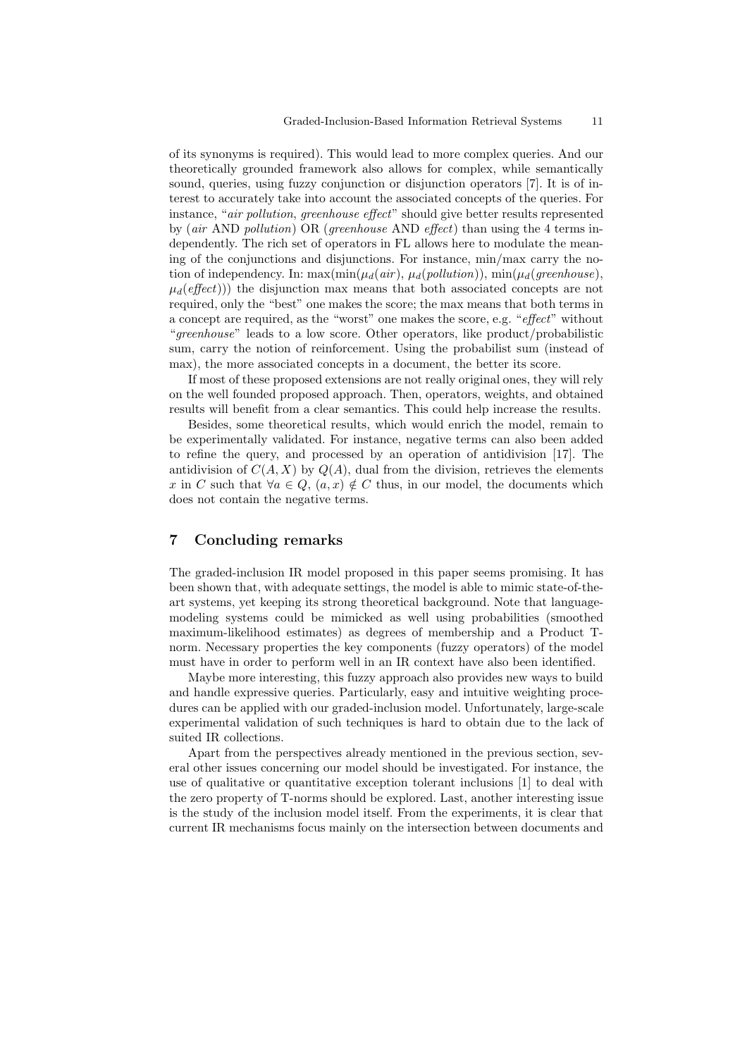of its synonyms is required). This would lead to more complex queries. And our theoretically grounded framework also allows for complex, while semantically sound, queries, using fuzzy conjunction or disjunction operators [7]. It is of interest to accurately take into account the associated concepts of the queries. For instance, "*air pollution*, *greenhouse effect*" should give better results represented by (*air* AND *pollution*) OR (*greenhouse* AND *effect*) than using the 4 terms independently. The rich set of operators in FL allows here to modulate the meaning of the conjunctions and disjunctions. For instance, min/max carry the notion of independency. In: $\max(\min(\mu_d(air), \mu_d(pollution)), \min(\mu_d(greenhouse), \mu_d(effect)))$ the disjunction max means that both associated concepts are not required, only the "best" one makes the score; the max means that both terms in a concept are required, as the "worst" one makes the score, e.g. "*effect*" without "*greenhouse*" leads to a low score. Other operators, like product/probabilistic sum, carry the notion of reinforcement. Using the probabilist sum (instead of max), the more associated concepts in a document, the better its score.

If most of these proposed extensions are not really original ones, they will rely on the well founded proposed approach. Then, operators, weights, and obtained results will benefit from a clear semantics. This could help increase the results.

Besides, some theoretical results, which would enrich the model, remain to be experimentally validated. For instance, negative terms can also been added to refine the query, and processed by an operation of antidivision [17]. The antidivision of $C(A, X)$ by $Q(A)$, dual from the division, retrieves the elements $x$ in $C$ such that $\forall a \in Q$, $(a, x) \notin C$ thus, in our model, the documents which does not contain the negative terms.

## 7 Concluding remarks

The graded-inclusion IR model proposed in this paper seems promising. It has been shown that, with adequate settings, the model is able to mimic state-of-the-art systems, yet keeping its strong theoretical background. Note that language-modeling systems could be mimicked as well using probabilities (smoothed maximum-likelihood estimates) as degrees of membership and a Product T-norm. Necessary properties the key components (fuzzy operators) of the model must have in order to perform well in an IR context have also been identified.

Maybe more interesting, this fuzzy approach also provides new ways to build and handle expressive queries. Particularly, easy and intuitive weighting procedures can be applied with our graded-inclusion model. Unfortunately, large-scale experimental validation of such techniques is hard to obtain due to the lack of suited IR collections.

Apart from the perspectives already mentioned in the previous section, several other issues concerning our model should be investigated. For instance, the use of qualitative or quantitative exception tolerant inclusions [1] to deal with the zero property of T-norms should be explored. Last, another interesting issue is the study of the inclusion model itself. From the experiments, it is clear that current IR mechanisms focus mainly on the intersection between documents and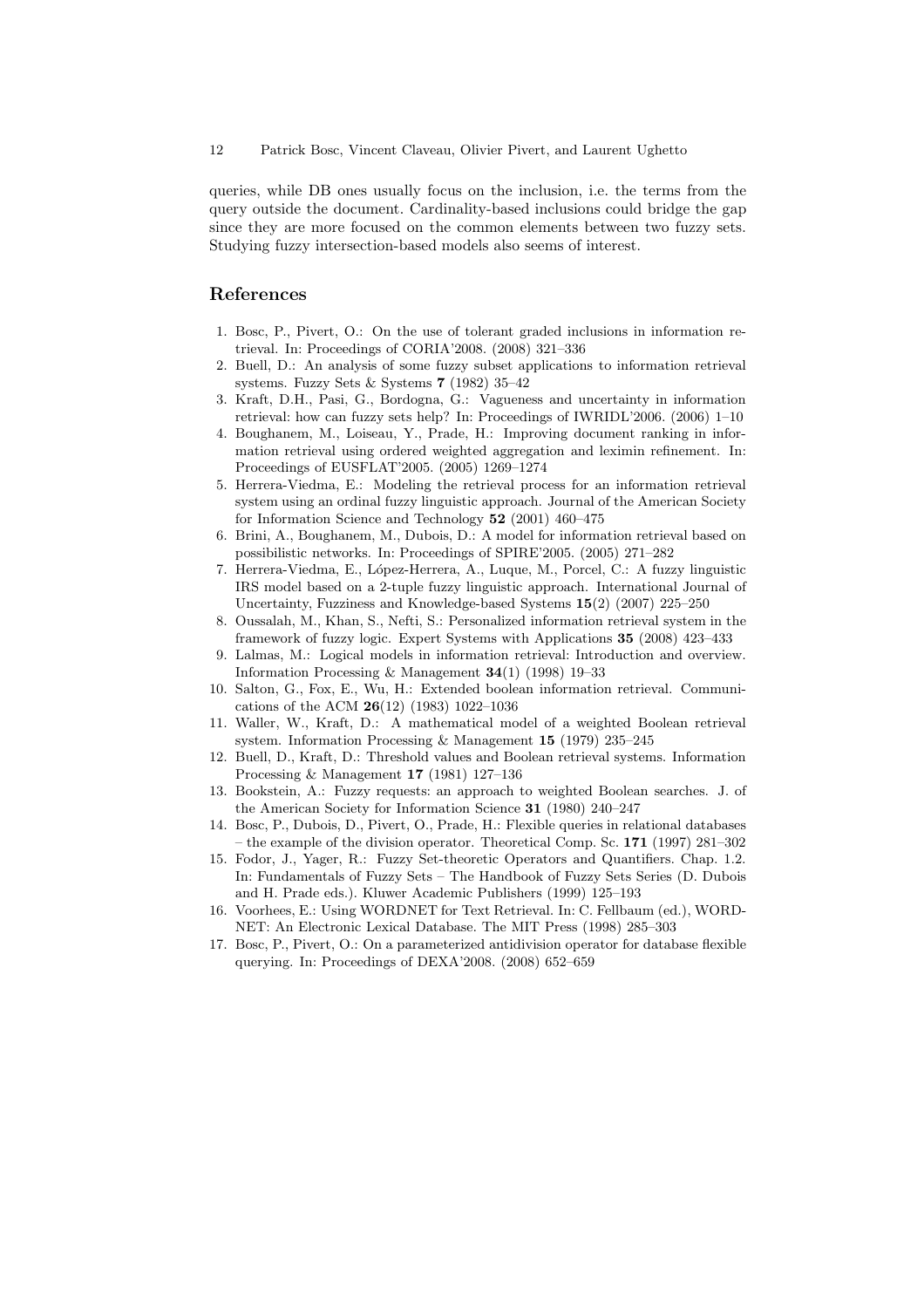queries, while DB ones usually focus on the inclusion, i.e. the terms from the query outside the document. Cardinality-based inclusions could bridge the gap since they are more focused on the common elements between two fuzzy sets. Studying fuzzy intersection-based models also seems of interest.

## References

1. Bosc, P., Pivert, O.: On the use of tolerant graded inclusions in information retrieval. In: Proceedings of CORIA'2008. (2008) 321–336
2. Buell, D.: An analysis of some fuzzy subset applications to information retrieval systems. Fuzzy Sets & Systems **7** (1982) 35–42
3. Kraft, D.H., Pasi, G., Bordogna, G.: Vagueness and uncertainty in information retrieval: how can fuzzy sets help? In: Proceedings of IWRIDL'2006. (2006) 1–10
4. Boughanem, M., Loiseau, Y., Prade, H.: Improving document ranking in information retrieval using ordered weighted aggregation and leximin refinement. In: Proceedings of EUSFLAT'2005. (2005) 1269–1274
5. Herrera-Viedma, E.: Modeling the retrieval process for an information retrieval system using an ordinal fuzzy linguistic approach. Journal of the American Society for Information Science and Technology **52** (2001) 460–475
6. Brini, A., Boughanem, M., Dubois, D.: A model for information retrieval based on possibilistic networks. In: Proceedings of SPIRE'2005. (2005) 271–282
7. Herrera-Viedma, E., López-Herrera, A., Luque, M., Porcel, C.: A fuzzy linguistic IRS model based on a 2-tuple fuzzy linguistic approach. International Journal of Uncertainty, Fuzziness and Knowledge-based Systems **15**(2) (2007) 225–250
8. Oussalah, M., Khan, S., Nefti, S.: Personalized information retrieval system in the framework of fuzzy logic. Expert Systems with Applications **35** (2008) 423–433
9. Lalmas, M.: Logical models in information retrieval: Introduction and overview. Information Processing & Management **34**(1) (1998) 19–33
10. Salton, G., Fox, E., Wu, H.: Extended boolean information retrieval. Communications of the ACM **26**(12) (1983) 1022–1036
11. Waller, W., Kraft, D.: A mathematical model of a weighted Boolean retrieval system. Information Processing & Management **15** (1979) 235–245
12. Buell, D., Kraft, D.: Threshold values and Boolean retrieval systems. Information Processing & Management **17** (1981) 127–136
13. Bookstein, A.: Fuzzy requests: an approach to weighted Boolean searches. J. of the American Society for Information Science **31** (1980) 240–247
14. Bosc, P., Dubois, D., Pivert, O., Prade, H.: Flexible queries in relational databases – the example of the division operator. Theoretical Comp. Sc. **171** (1997) 281–302
15. Fodor, J., Yager, R.: Fuzzy Set-theoretic Operators and Quantifiers. Chap. 1.2. In: Fundamentals of Fuzzy Sets – The Handbook of Fuzzy Sets Series (D. Dubois and H. Prade eds.). Kluwer Academic Publishers (1999) 125–193
16. Voorhees, E.: Using WORDNET for Text Retrieval. In: C. Fellbaum (ed.), WORDNET: An Electronic Lexical Database. The MIT Press (1998) 285–303
17. Bosc, P., Pivert, O.: On a parameterized antidivision operator for database flexible querying. In: Proceedings of DEXA'2008. (2008) 652–659